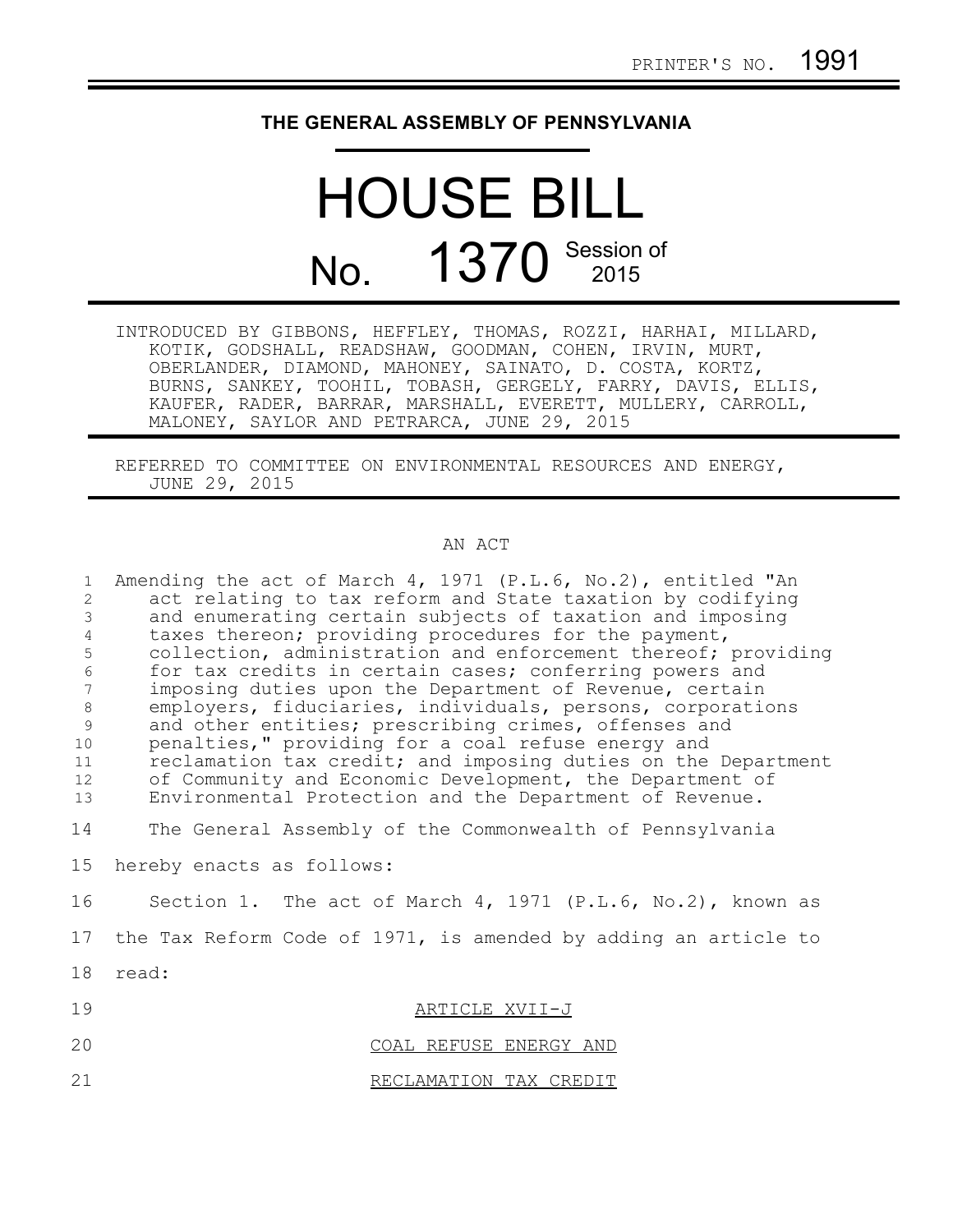PRINTER'S NO. 1991

**THE GENERAL ASSEMBLY OF PENNSYLVANIA**

# HOUSE BILL

## No. 1370 Session of 2015

INTRODUCED BY GIBBONS, HEFFLEY, THOMAS, ROZZI, HARHAI, MILLARD, KOTIK, GODSHALL, READSHAW, GOODMAN, COHEN, IRVIN, MURT, OBERLANDER, DIAMOND, MAHONEY, SAINATO, D. COSTA, KORTZ, BURNS, SANKEY, TOOHIL, TOBASH, GERGELY, FARRY, DAVIS, ELLIS, KAUFER, RADER, BARRAR, MARSHALL, EVERETT, MULLERY, CARROLL, MALONEY, SAYLOR AND PETRARCA, JUNE 29, 2015

REFERRED TO COMMITTEE ON ENVIRONMENTAL RESOURCES AND ENERGY, JUNE 29, 2015

AN ACT

1 Amending the act of March 4, 1971 (P.L.6, No.2), entitled "An
2 act relating to tax reform and State taxation by codifying
3 and enumerating certain subjects of taxation and imposing
4 taxes thereon; providing procedures for the payment,
5 collection, administration and enforcement thereof; providing
6 for tax credits in certain cases; conferring powers and
7 imposing duties upon the Department of Revenue, certain
8 employers, fiduciaries, individuals, persons, corporations
9 and other entities; prescribing crimes, offenses and
10 penalties," providing for a coal refuse energy and
11 reclamation tax credit; and imposing duties on the Department
12 of Community and Economic Development, the Department of
13 Environmental Protection and the Department of Revenue.

14 The General Assembly of the Commonwealth of Pennsylvania
15 hereby enacts as follows:

16 Section 1. The act of March 4, 1971 (P.L.6, No.2), known as
17 the Tax Reform Code of 1971, is amended by adding an article to
18 read:

19 ARTICLE XVII-J

20 COAL REFUSE ENERGY AND

21 RECLAMATION TAX CREDIT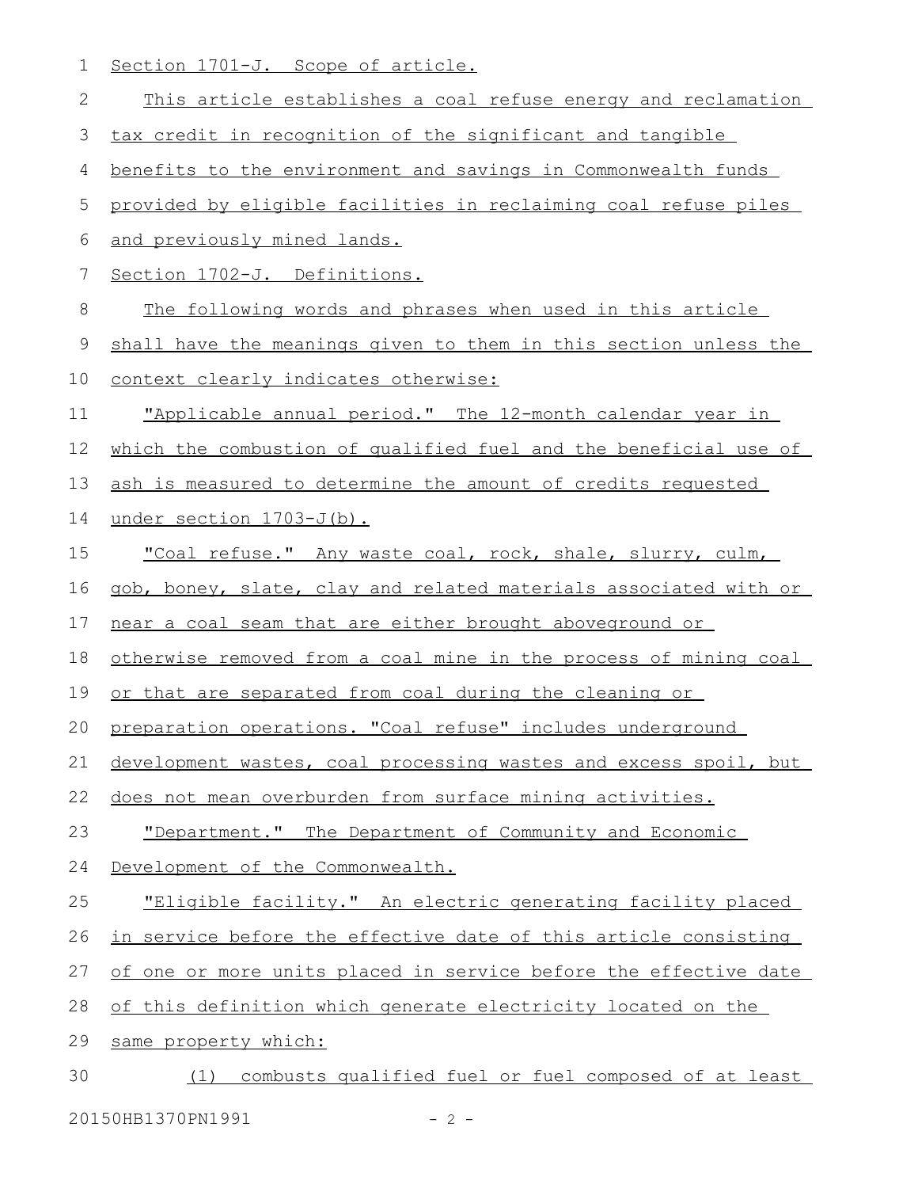Section 1701-J. Scope of article.

This article establishes a coal refuse energy and reclamation tax credit in recognition of the significant and tangible benefits to the environment and savings in Commonwealth funds provided by eligible facilities in reclaiming coal refuse piles and previously mined lands.

Section 1702-J. Definitions.

The following words and phrases when used in this article shall have the meanings given to them in this section unless the context clearly indicates otherwise:

"Applicable annual period." The 12-month calendar year in which the combustion of qualified fuel and the beneficial use of ash is measured to determine the amount of credits requested under section 1703-J(b).

"Coal refuse." Any waste coal, rock, shale, slurry, culm, gob, boney, slate, clay and related materials associated with or near a coal seam that are either brought aboveground or otherwise removed from a coal mine in the process of mining coal or that are separated from coal during the cleaning or preparation operations. "Coal refuse" includes underground development wastes, coal processing wastes and excess spoil, but does not mean overburden from surface mining activities.

"Department." The Department of Community and Economic Development of the Commonwealth.

"Eligible facility." An electric generating facility placed in service before the effective date of this article consisting of one or more units placed in service before the effective date of this definition which generate electricity located on the same property which:

(1) combusts qualified fuel or fuel composed of at least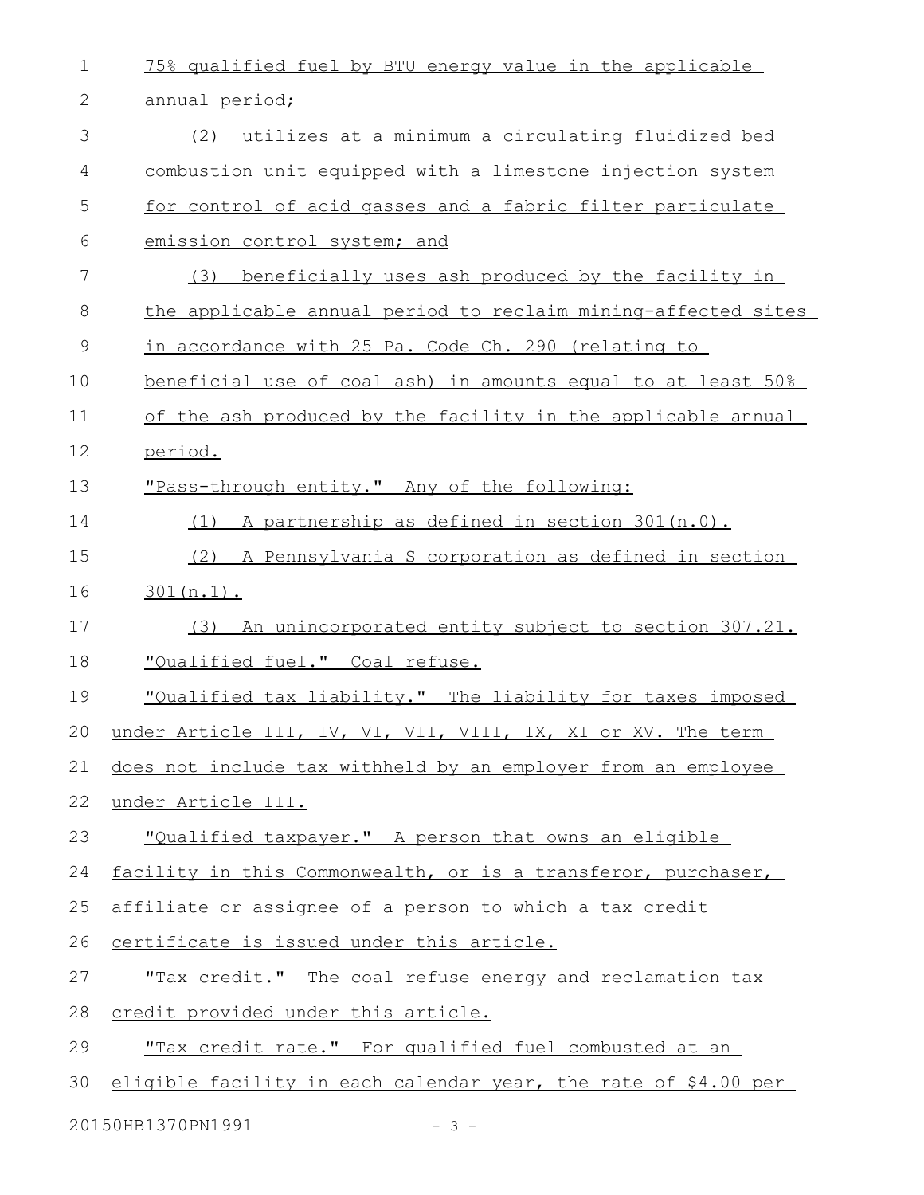75% qualified fuel by BTU energy value in the applicable annual period;

(2) utilizes at a minimum a circulating fluidized bed combustion unit equipped with a limestone injection system for control of acid gasses and a fabric filter particulate emission control system; and

(3) beneficially uses ash produced by the facility in the applicable annual period to reclaim mining-affected sites in accordance with 25 Pa. Code Ch. 290 (relating to beneficial use of coal ash) in amounts equal to at least 50% of the ash produced by the facility in the applicable annual period.

"Pass-through entity." Any of the following:

(1) A partnership as defined in section 301(n.0).

(2) A Pennsylvania S corporation as defined in section 301(n.1).

(3) An unincorporated entity subject to section 307.21.

"Qualified fuel." Coal refuse.

"Qualified tax liability." The liability for taxes imposed under Article III, IV, VI, VII, VIII, IX, XI or XV. The term does not include tax withheld by an employer from an employee under Article III.

"Qualified taxpayer." A person that owns an eligible facility in this Commonwealth, or is a transferor, purchaser, affiliate or assignee of a person to which a tax credit certificate is issued under this article.

"Tax credit." The coal refuse energy and reclamation tax credit provided under this article.

"Tax credit rate." For qualified fuel combusted at an eligible facility in each calendar year, the rate of $4.00 per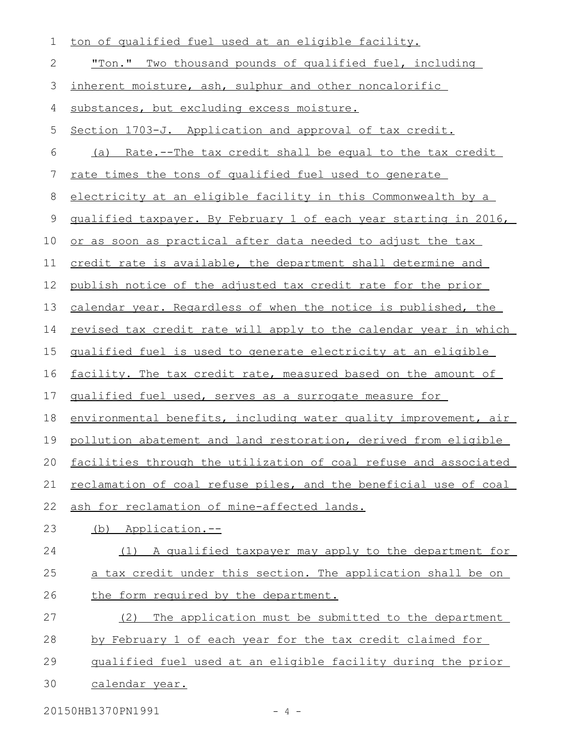ton of qualified fuel used at an eligible facility.

"Ton." Two thousand pounds of qualified fuel, including inherent moisture, ash, sulphur and other noncalorific substances, but excluding excess moisture.

Section 1703-J. Application and approval of tax credit.

(a) Rate.--The tax credit shall be equal to the tax credit rate times the tons of qualified fuel used to generate electricity at an eligible facility in this Commonwealth by a qualified taxpayer. By February 1 of each year starting in 2016, or as soon as practical after data needed to adjust the tax credit rate is available, the department shall determine and publish notice of the adjusted tax credit rate for the prior calendar year. Regardless of when the notice is published, the revised tax credit rate will apply to the calendar year in which qualified fuel is used to generate electricity at an eligible facility. The tax credit rate, measured based on the amount of qualified fuel used, serves as a surrogate measure for environmental benefits, including water quality improvement, air pollution abatement and land restoration, derived from eligible facilities through the utilization of coal refuse and associated reclamation of coal refuse piles, and the beneficial use of coal ash for reclamation of mine-affected lands.

(b) Application.--

(1) A qualified taxpayer may apply to the department for a tax credit under this section. The application shall be on the form required by the department.

(2) The application must be submitted to the department by February 1 of each year for the tax credit claimed for qualified fuel used at an eligible facility during the prior calendar year.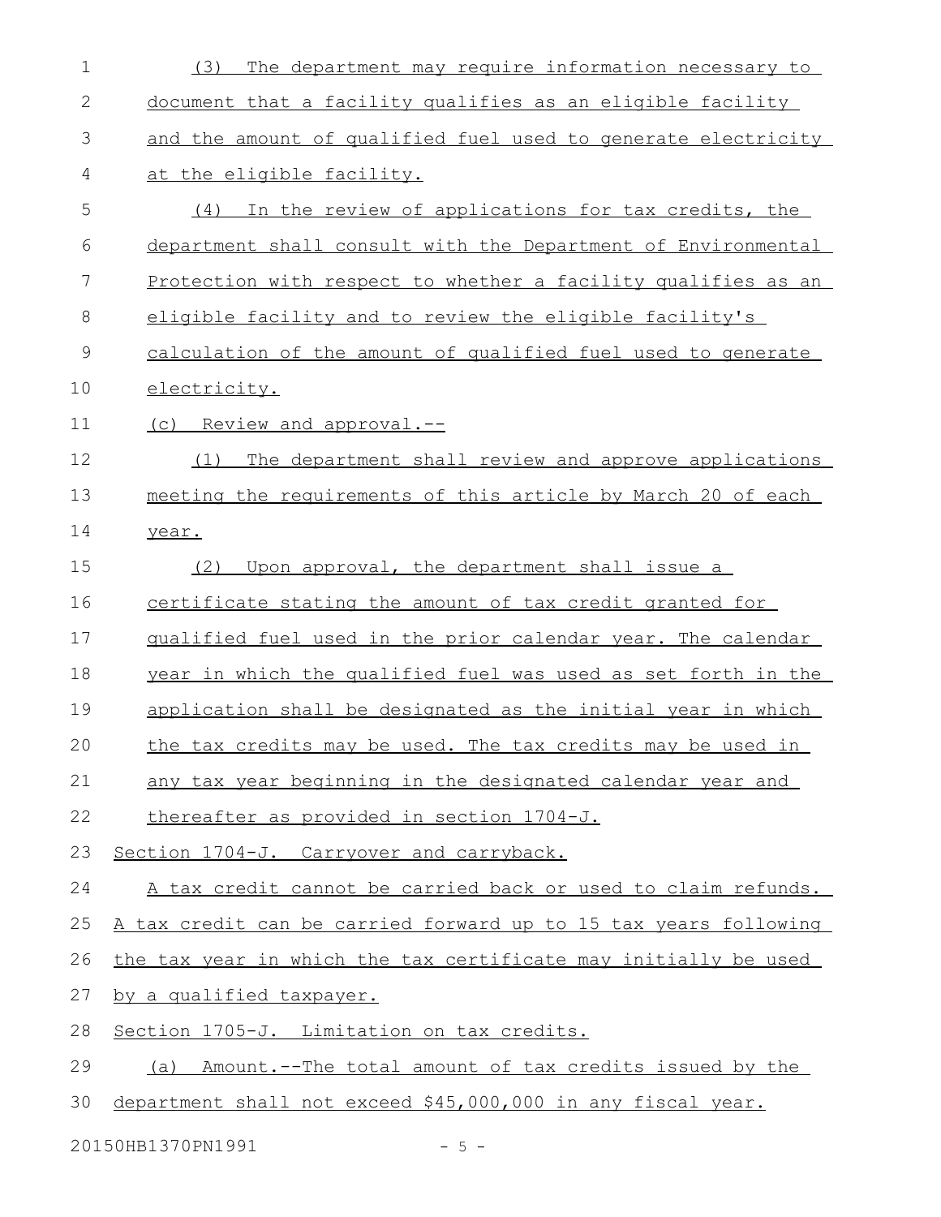(3) The department may require information necessary to document that a facility qualifies as an eligible facility and the amount of qualified fuel used to generate electricity at the eligible facility.

(4) In the review of applications for tax credits, the department shall consult with the Department of Environmental Protection with respect to whether a facility qualifies as an eligible facility and to review the eligible facility's calculation of the amount of qualified fuel used to generate electricity.

(c) Review and approval.--

(1) The department shall review and approve applications meeting the requirements of this article by March 20 of each year.

(2) Upon approval, the department shall issue a certificate stating the amount of tax credit granted for qualified fuel used in the prior calendar year. The calendar year in which the qualified fuel was used as set forth in the application shall be designated as the initial year in which the tax credits may be used. The tax credits may be used in any tax year beginning in the designated calendar year and thereafter as provided in section 1704-J.

Section 1704-J. Carryover and carryback.

A tax credit cannot be carried back or used to claim refunds. A tax credit can be carried forward up to 15 tax years following the tax year in which the tax certificate may initially be used by a qualified taxpayer.

Section 1705-J. Limitation on tax credits.

(a) Amount.--The total amount of tax credits issued by the department shall not exceed $45,000,000 in any fiscal year.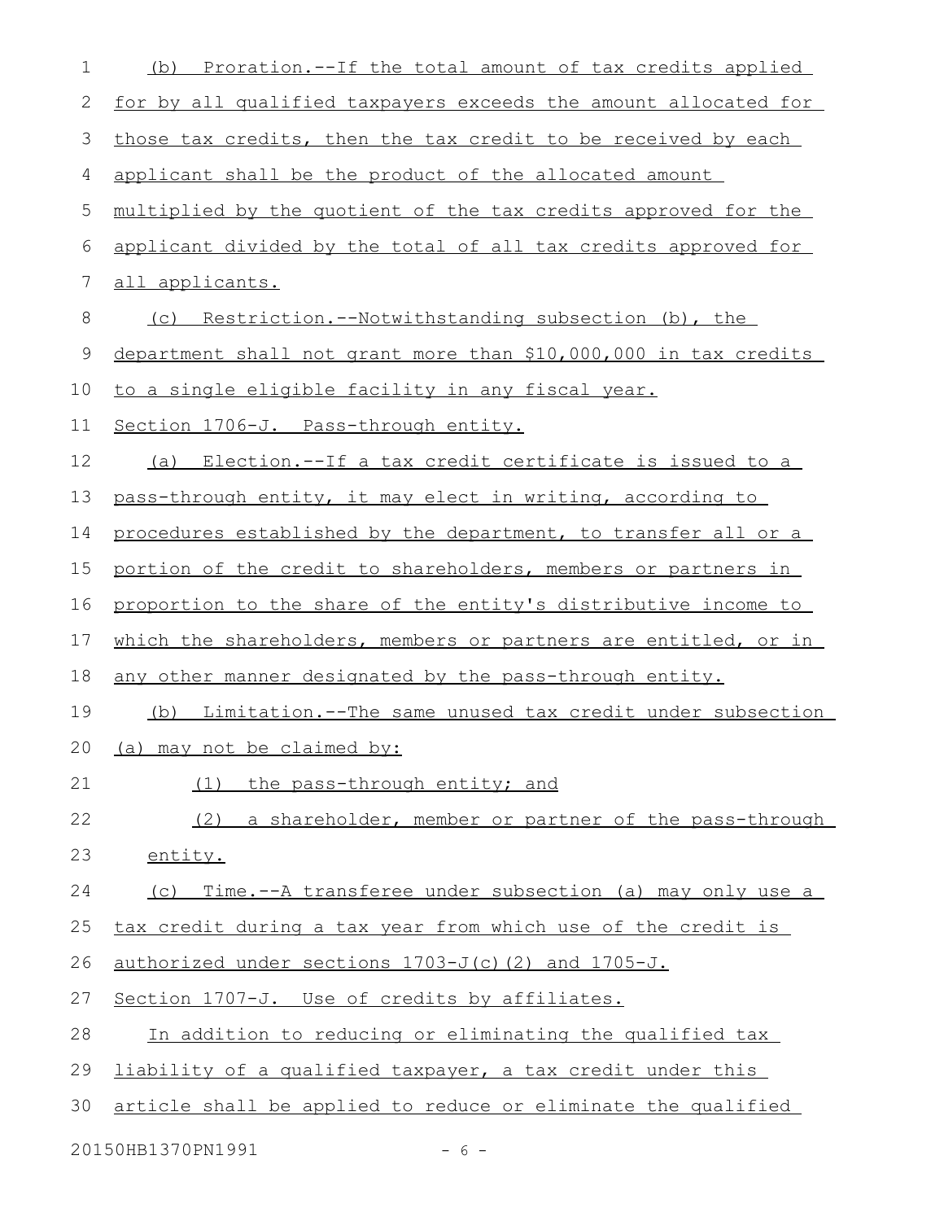(b) Proration.--If the total amount of tax credits applied for by all qualified taxpayers exceeds the amount allocated for those tax credits, then the tax credit to be received by each applicant shall be the product of the allocated amount multiplied by the quotient of the tax credits approved for the applicant divided by the total of all tax credits approved for all applicants.

(c) Restriction.--Notwithstanding subsection (b), the department shall not grant more than $10,000,000 in tax credits to a single eligible facility in any fiscal year.

Section 1706-J. Pass-through entity.

(a) Election.--If a tax credit certificate is issued to a pass-through entity, it may elect in writing, according to procedures established by the department, to transfer all or a portion of the credit to shareholders, members or partners in proportion to the share of the entity's distributive income to which the shareholders, members or partners are entitled, or in any other manner designated by the pass-through entity.

(b) Limitation.--The same unused tax credit under subsection (a) may not be claimed by:

(1) the pass-through entity; and

(2) a shareholder, member or partner of the pass-through entity.

(c) Time.--A transferee under subsection (a) may only use a tax credit during a tax year from which use of the credit is authorized under sections 1703-J(c)(2) and 1705-J.

Section 1707-J. Use of credits by affiliates.

In addition to reducing or eliminating the qualified tax liability of a qualified taxpayer, a tax credit under this article shall be applied to reduce or eliminate the qualified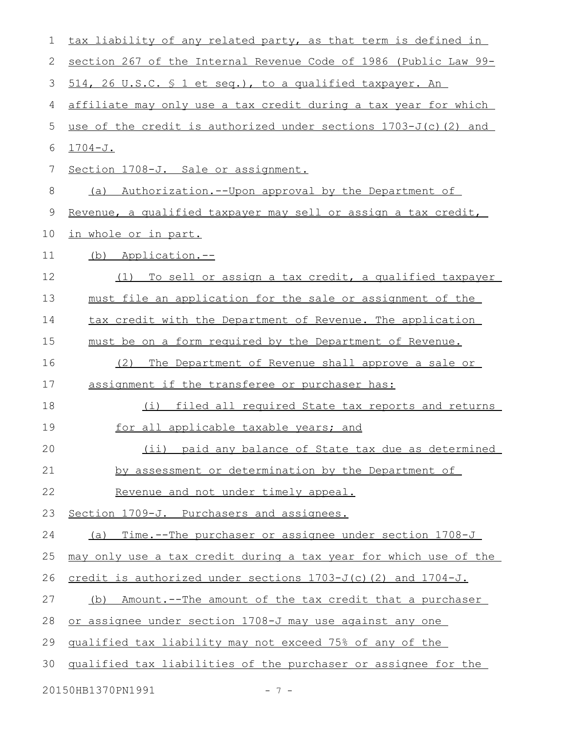tax liability of any related party, as that term is defined in section 267 of the Internal Revenue Code of 1986 (Public Law 99-514, 26 U.S.C. § 1 et seq.), to a qualified taxpayer. An affiliate may only use a tax credit during a tax year for which use of the credit is authorized under sections 1703-J(c)(2) and 1704-J.

Section 1708-J. Sale or assignment.

(a) Authorization.--Upon approval by the Department of Revenue, a qualified taxpayer may sell or assign a tax credit, in whole or in part.

(b) Application.--

(1) To sell or assign a tax credit, a qualified taxpayer must file an application for the sale or assignment of the tax credit with the Department of Revenue. The application must be on a form required by the Department of Revenue.

(2) The Department of Revenue shall approve a sale or assignment if the transferee or purchaser has:

(i) filed all required State tax reports and returns for all applicable taxable years; and

(ii) paid any balance of State tax due as determined by assessment or determination by the Department of Revenue and not under timely appeal.

Section 1709-J. Purchasers and assignees.

(a) Time.--The purchaser or assignee under section 1708-J may only use a tax credit during a tax year for which use of the credit is authorized under sections 1703-J(c)(2) and 1704-J.

(b) Amount.--The amount of the tax credit that a purchaser or assignee under section 1708-J may use against any one qualified tax liability may not exceed 75% of any of the qualified tax liabilities of the purchaser or assignee for the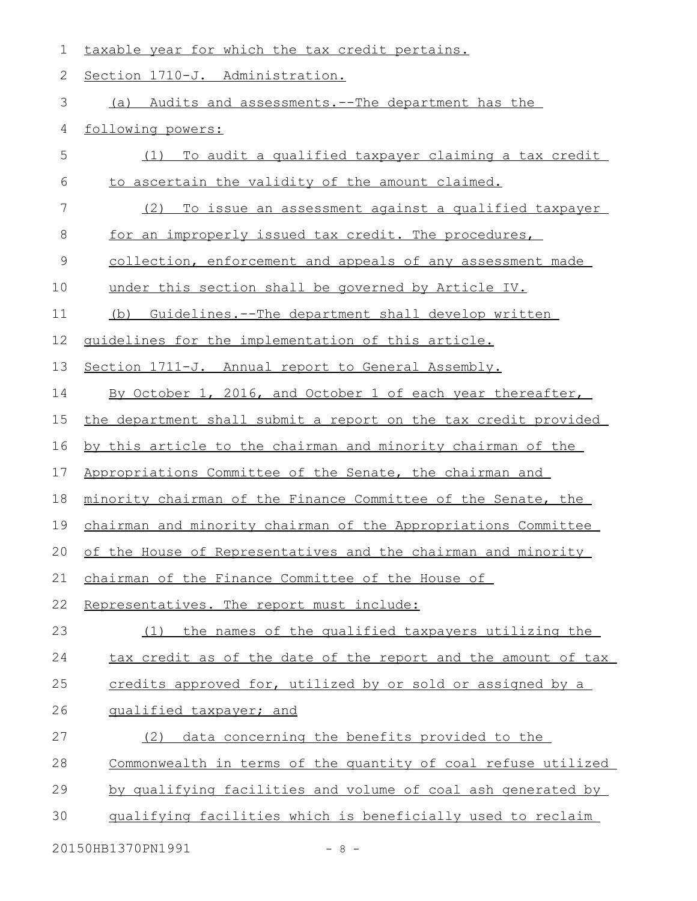taxable year for which the tax credit pertains.

Section 1710-J. Administration.

(a) Audits and assessments.--The department has the following powers:

(1) To audit a qualified taxpayer claiming a tax credit to ascertain the validity of the amount claimed.

(2) To issue an assessment against a qualified taxpayer for an improperly issued tax credit. The procedures, collection, enforcement and appeals of any assessment made under this section shall be governed by Article IV.

(b) Guidelines.--The department shall develop written guidelines for the implementation of this article.

Section 1711-J. Annual report to General Assembly.

By October 1, 2016, and October 1 of each year thereafter, the department shall submit a report on the tax credit provided by this article to the chairman and minority chairman of the Appropriations Committee of the Senate, the chairman and minority chairman of the Finance Committee of the Senate, the chairman and minority chairman of the Appropriations Committee of the House of Representatives and the chairman and minority chairman of the Finance Committee of the House of Representatives. The report must include:

(1) the names of the qualified taxpayers utilizing the tax credit as of the date of the report and the amount of tax credits approved for, utilized by or sold or assigned by a qualified taxpayer; and

(2) data concerning the benefits provided to the Commonwealth in terms of the quantity of coal refuse utilized by qualifying facilities and volume of coal ash generated by qualifying facilities which is beneficially used to reclaim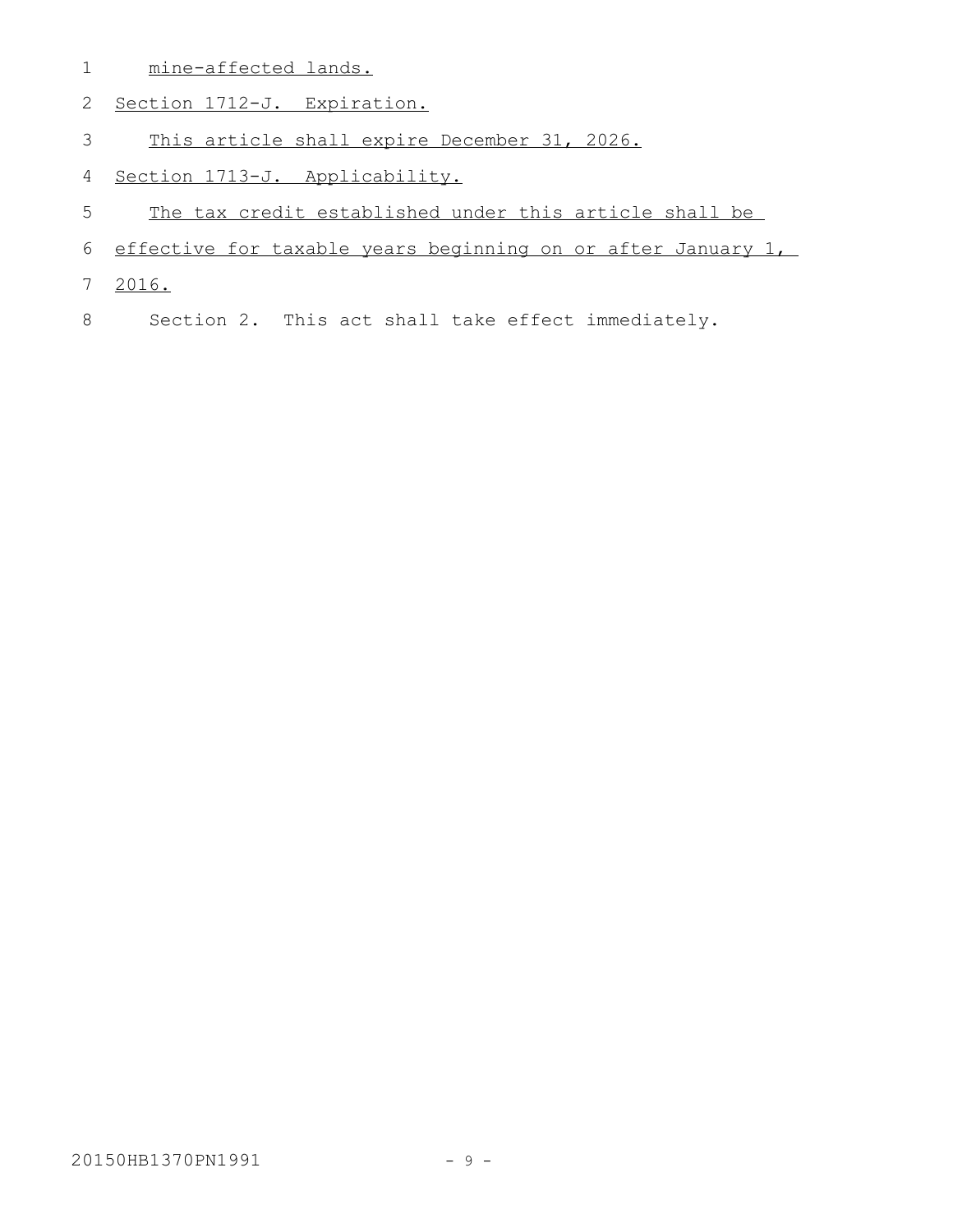mine-affected lands.

Section 1712-J. Expiration.

This article shall expire December 31, 2026.

Section 1713-J. Applicability.

The tax credit established under this article shall be effective for taxable years beginning on or after January 1, 2016.

Section 2. This act shall take effect immediately.